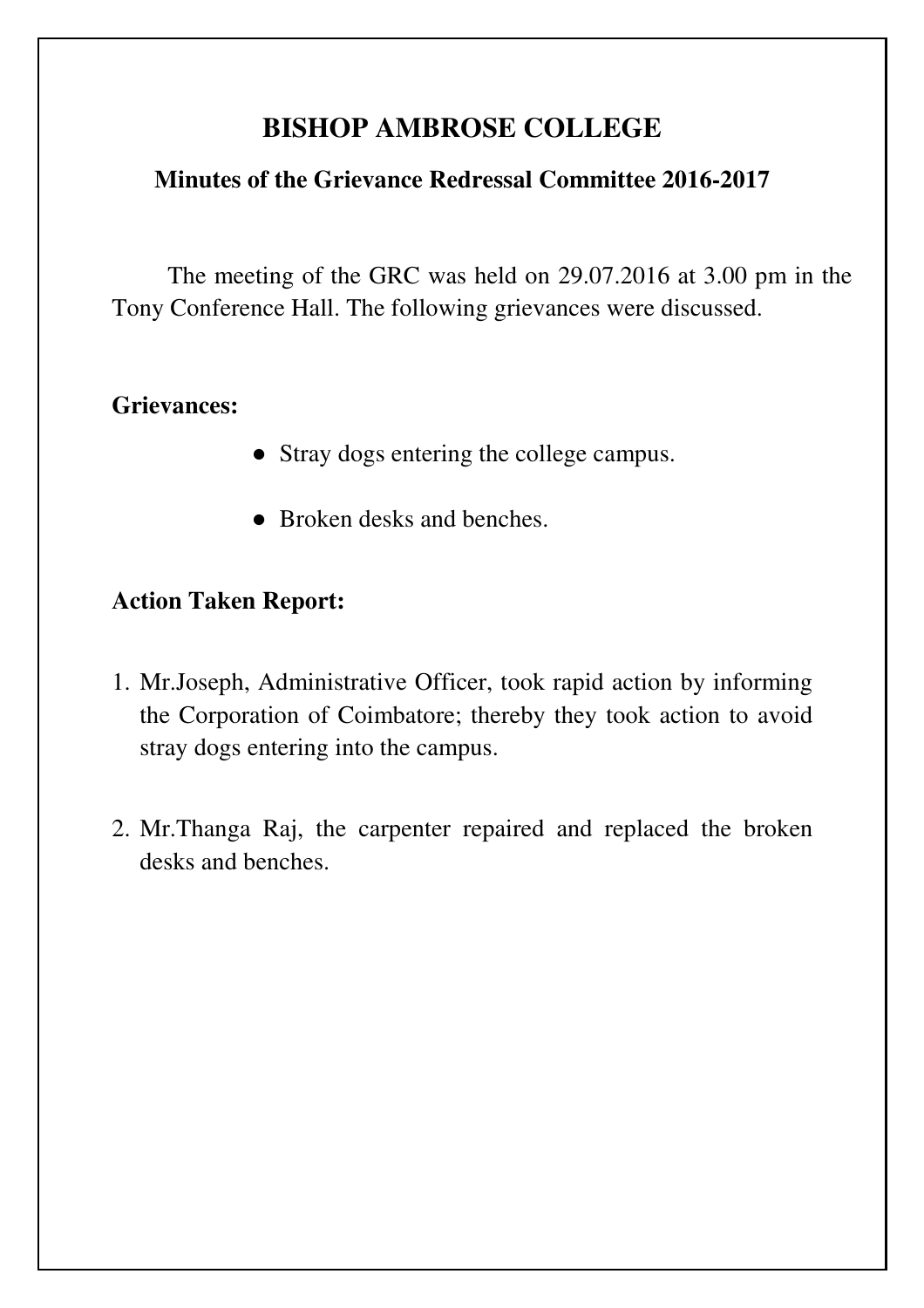# BISHOP AMBROSE COLLEGE

## Minutes of the Grievance Redressal Committee 2016-2017

The meeting of the GRC was held on 29.07.2016 at 3.00 pm in the Tony Conference Hall. The following grievances were discussed.

**Grievances:**

- Stray dogs entering the college campus.
- Broken desks and benches.

**Action Taken Report:**

1. Mr.Joseph, Administrative Officer, took rapid action by informing the Corporation of Coimbatore; thereby they took action to avoid stray dogs entering into the campus.

2. Mr.Thanga Raj, the carpenter repaired and replaced the broken desks and benches.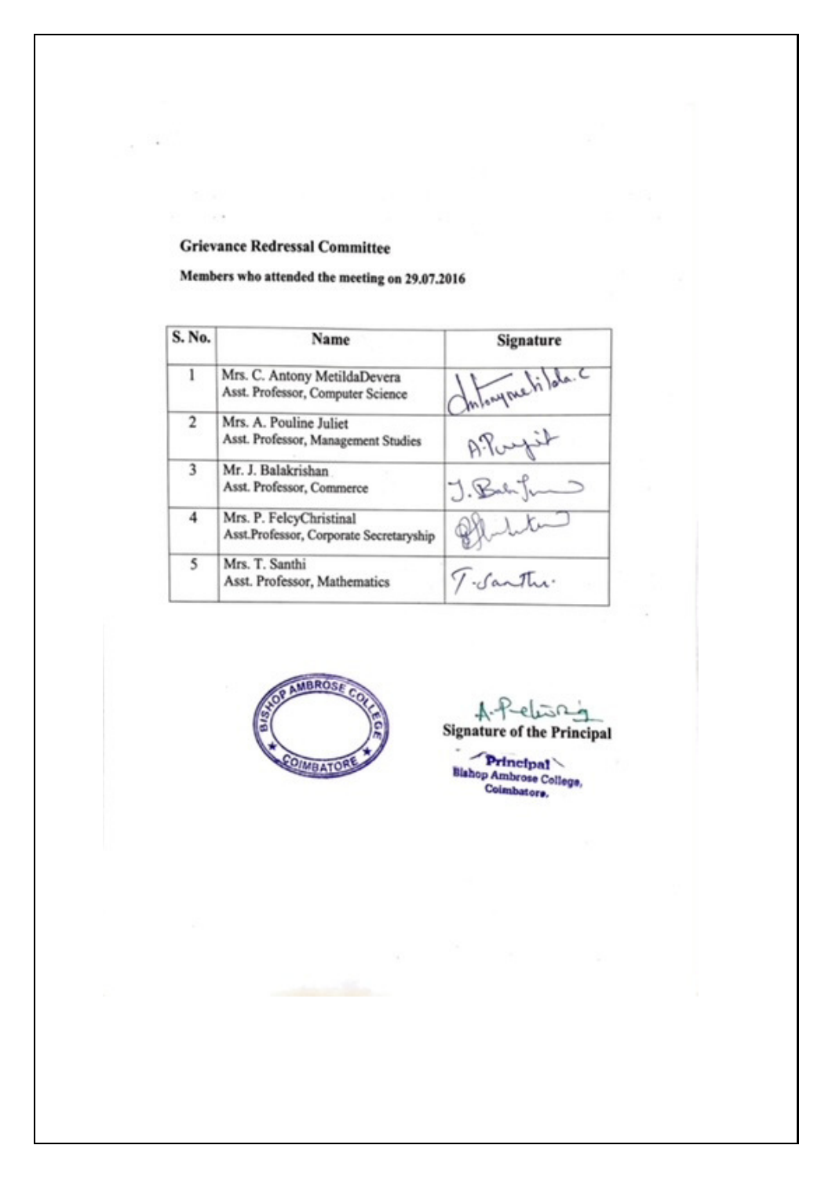**Grievance Redressal Committee**

**Members who attended the meeting on 29.07.2016**

| S. No. | Name | Signature |
|---|---|---|
| 1 | Mrs. C. Antony MetildaDevera<br>Asst. Professor, Computer Science | Antonymetilda. C |
| 2 | Mrs. A. Pouline Juliet<br>Asst. Professor, Management Studies | A.Puujit |
| 3 | Mr. J. Balakrishan<br>Asst. Professor, Commerce | J. Balakrishnan |
| 4 | Mrs. P. FelcyChristinal<br>Asst.Professor, Corporate Secretaryship | Pfelcychristinal |
| 5 | Mrs. T. Santhi<br>Asst. Professor, Mathematics | T. Santhi. |

BISHOP AMBROSE COLLEGE ★ COIMBATORE ★

**Signature of the Principal**

**Principal**
**Bishop Ambrose College,**
**Coimbatore.**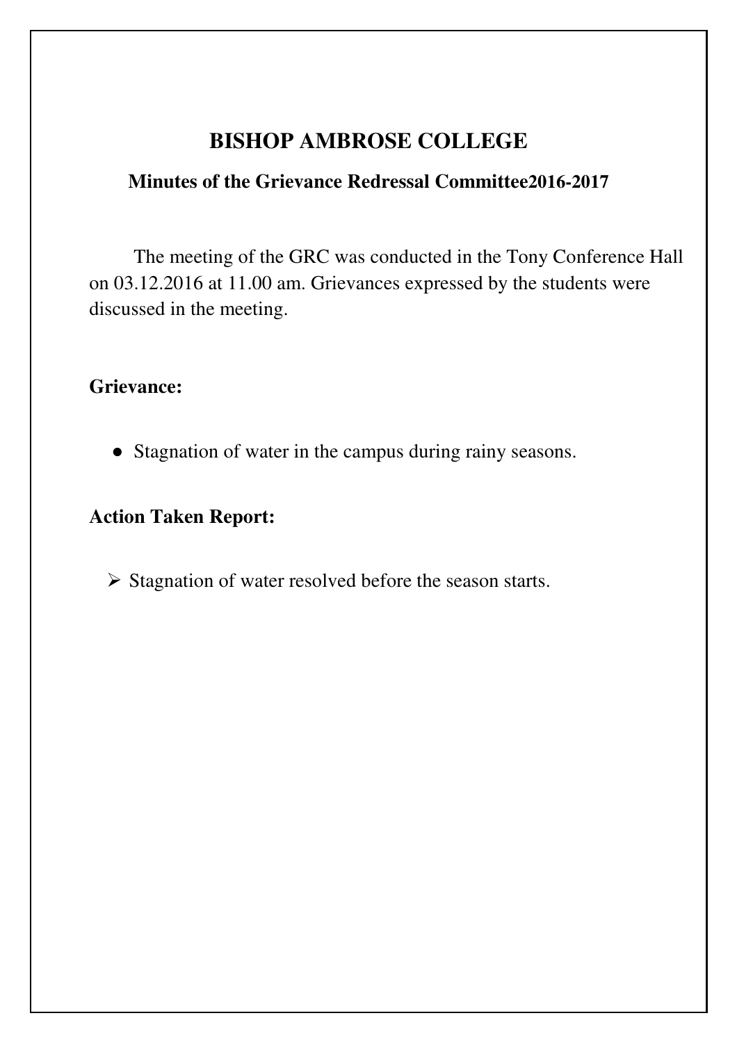# BISHOP AMBROSE COLLEGE

## Minutes of the Grievance Redressal Committee2016-2017

The meeting of the GRC was conducted in the Tony Conference Hall on 03.12.2016 at 11.00 am. Grievances expressed by the students were discussed in the meeting.

**Grievance:**

- Stagnation of water in the campus during rainy seasons.

**Action Taken Report:**

- Stagnation of water resolved before the season starts.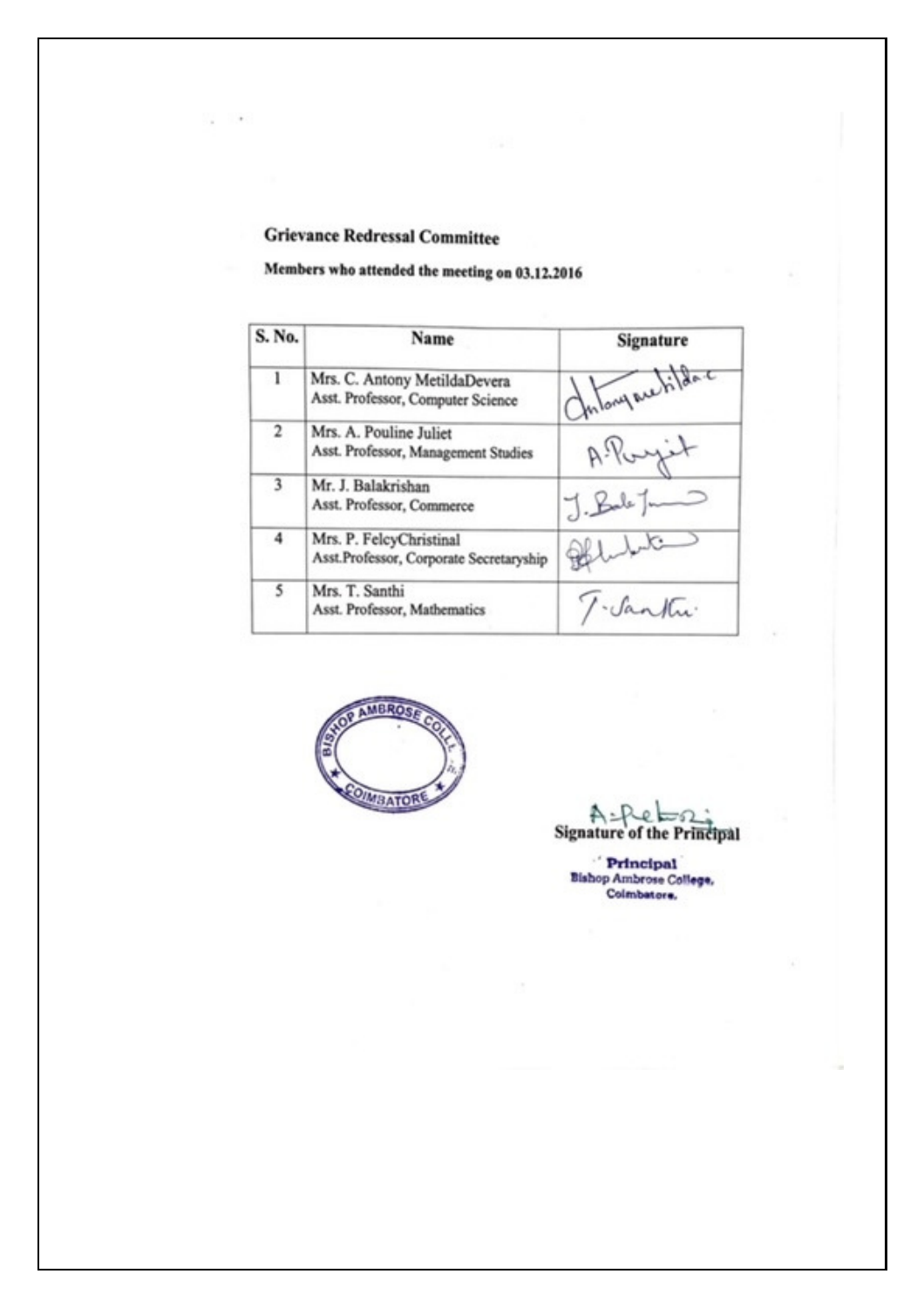## Grievance Redressal Committee

**Members who attended the meeting on 03.12.2016**

| S. No. | Name | Signature |
|---|---|---|
| 1 | Mrs. C. Antony MetildaDevera<br>Asst. Professor, Computer Science | |
| 2 | Mrs. A. Pouline Juliet<br>Asst. Professor, Management Studies | |
| 3 | Mr. J. Balakrishan<br>Asst. Professor, Commerce | |
| 4 | Mrs. P. FelcyChristinal<br>Asst.Professor, Corporate Secretaryship | |
| 5 | Mrs. T. Santhi<br>Asst. Professor, Mathematics | |

BISHOP AMBROSE COLLEGE COIMBATORE

**Signature of the Principal**

**Principal**
Bishop Ambrose College,
Coimbatore.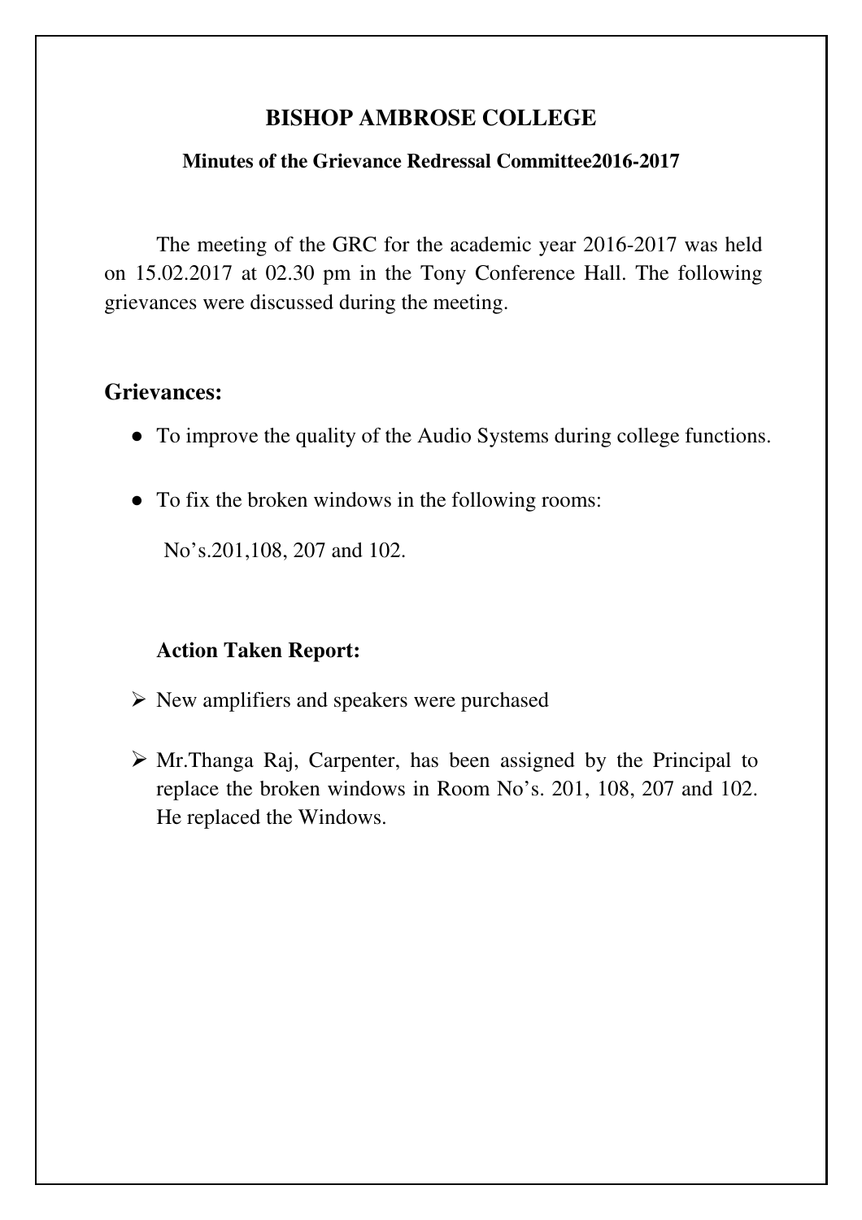# BISHOP AMBROSE COLLEGE

### Minutes of the Grievance Redressal Committee2016-2017

The meeting of the GRC for the academic year 2016-2017 was held on 15.02.2017 at 02.30 pm in the Tony Conference Hall. The following grievances were discussed during the meeting.

## Grievances:

- To improve the quality of the Audio Systems during college functions.
- To fix the broken windows in the following rooms:

  No's.201,108, 207 and 102.

### Action Taken Report:

- New amplifiers and speakers were purchased
- Mr.Thanga Raj, Carpenter, has been assigned by the Principal to replace the broken windows in Room No's. 201, 108, 207 and 102. He replaced the Windows.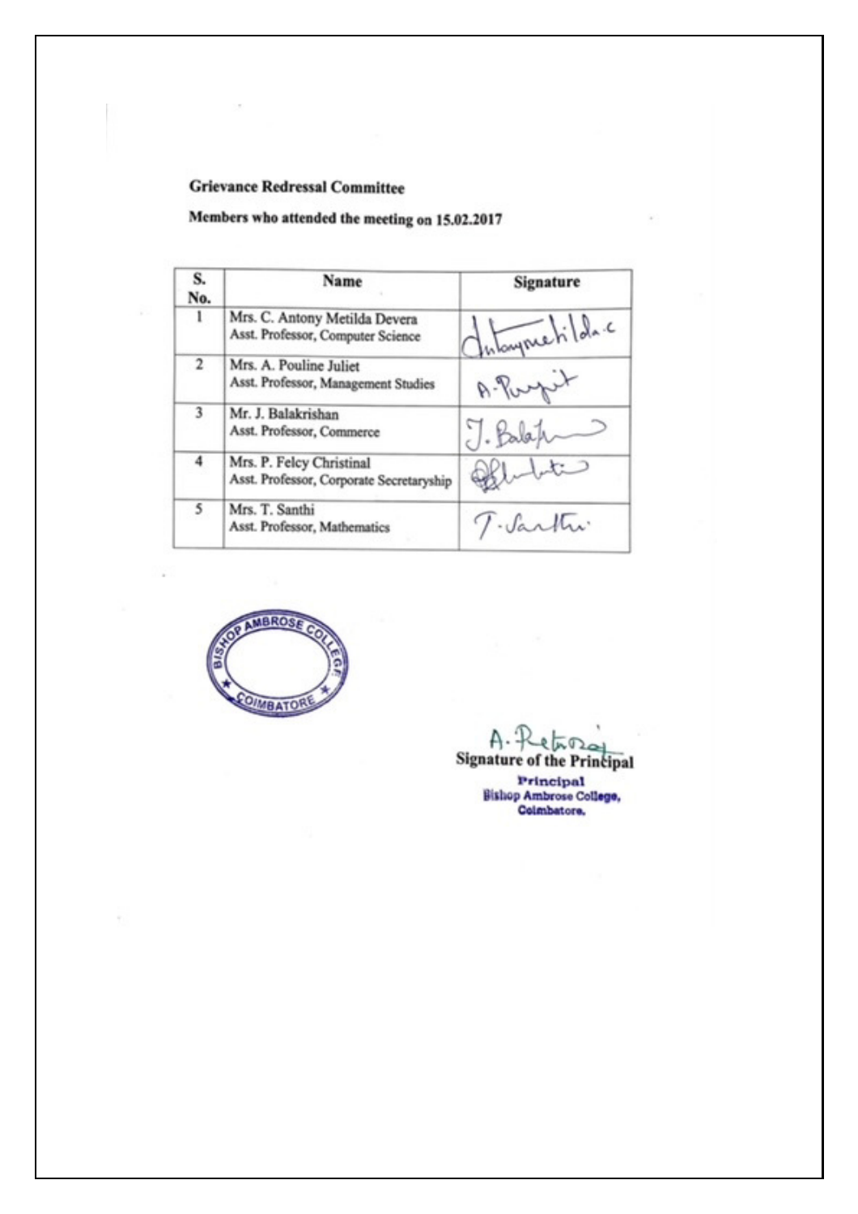**Grievance Redressal Committee**

**Members who attended the meeting on 15.02.2017**

| S. No. | Name | Signature |
|---|---|---|
| 1 | Mrs. C. Antony Metilda Devera<br>Asst. Professor, Computer Science | Antonymetilda.c |
| 2 | Mrs. A. Pouline Juliet<br>Asst. Professor, Management Studies | A. Puyit |
| 3 | Mr. J. Balakrishan<br>Asst. Professor, Commerce | J. Balak |
| 4 | Mrs. P. Felcy Christinal<br>Asst. Professor, Corporate Secretaryship | |
| 5 | Mrs. T. Santhi<br>Asst. Professor, Mathematics | T. Santhi |

BISHOP AMBROSE COLLEGE COIMBATORE

A. Retnaraj
**Signature of the Principal**

Principal
Bishop Ambrose College,
Coimbatore.